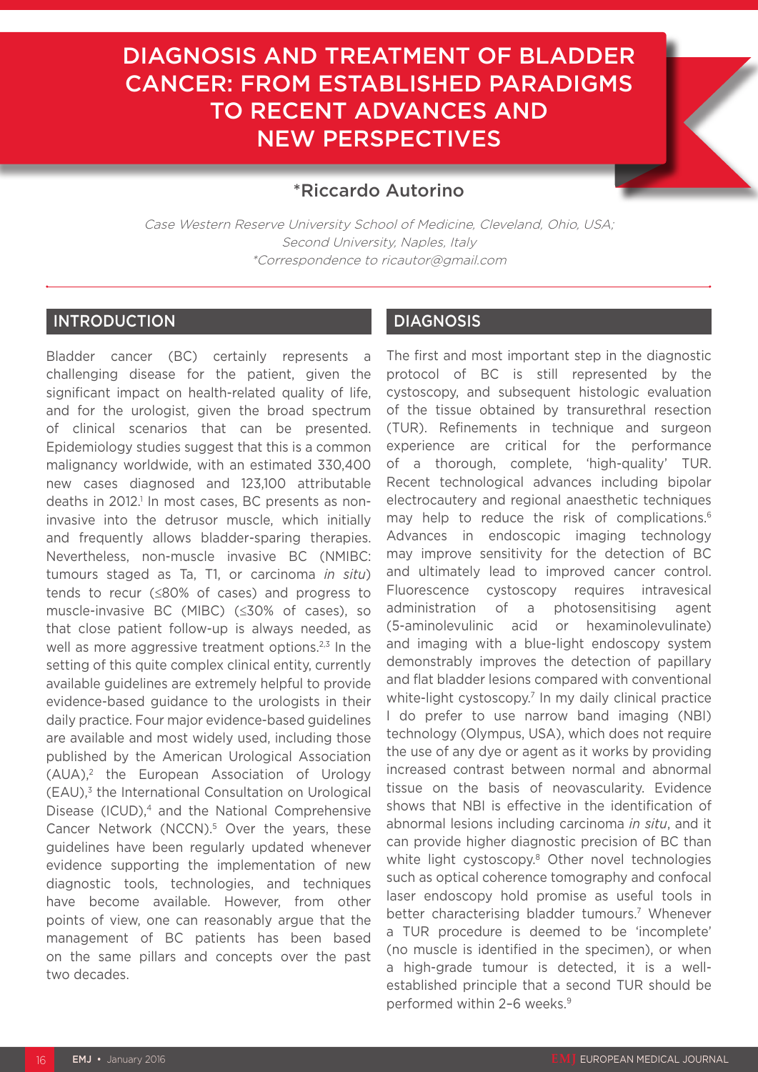# DIAGNOSIS AND TREATMENT OF BLADDER CANCER: FROM ESTABLISHED PARADIGMS TO RECENT ADVANCES AND NEW PERSPECTIVES

**\*Riccardo Autorino**

*Case Western Reserve University School of Medicine, Cleveland, Ohio, USA; Second University, Naples, Italy*
*\*Correspondence to ricautor@gmail.com*

## INTRODUCTION

Bladder cancer (BC) certainly represents a challenging disease for the patient, given the significant impact on health-related quality of life, and for the urologist, given the broad spectrum of clinical scenarios that can be presented. Epidemiology studies suggest that this is a common malignancy worldwide, with an estimated 330,400 new cases diagnosed and 123,100 attributable deaths in 2012.[1] In most cases, BC presents as non-invasive into the detrusor muscle, which initially and frequently allows bladder-sparing therapies. Nevertheless, non-muscle invasive BC (NMIBC: tumours staged as Ta, T1, or carcinoma *in situ*) tends to recur (≤80% of cases) and progress to muscle-invasive BC (MIBC) (≤30% of cases), so that close patient follow-up is always needed, as well as more aggressive treatment options.[2,3] In the setting of this quite complex clinical entity, currently available guidelines are extremely helpful to provide evidence-based guidance to the urologists in their daily practice. Four major evidence-based guidelines are available and most widely used, including those published by the American Urological Association (AUA),[2] the European Association of Urology (EAU),[3] the International Consultation on Urological Disease (ICUD),[4] and the National Comprehensive Cancer Network (NCCN).[5] Over the years, these guidelines have been regularly updated whenever evidence supporting the implementation of new diagnostic tools, technologies, and techniques have become available. However, from other points of view, one can reasonably argue that the management of BC patients has been based on the same pillars and concepts over the past two decades.

## DIAGNOSIS

The first and most important step in the diagnostic protocol of BC is still represented by the cystoscopy, and subsequent histologic evaluation of the tissue obtained by transurethral resection (TUR). Refinements in technique and surgeon experience are critical for the performance of a thorough, complete, 'high-quality' TUR. Recent technological advances including bipolar electrocautery and regional anaesthetic techniques may help to reduce the risk of complications.[6] Advances in endoscopic imaging technology may improve sensitivity for the detection of BC and ultimately lead to improved cancer control. Fluorescence cystoscopy requires intravesical administration of a photosensitising agent (5-aminolevulinic acid or hexaminolevulinate) and imaging with a blue-light endoscopy system demonstrably improves the detection of papillary and flat bladder lesions compared with conventional white-light cystoscopy.[7] In my daily clinical practice I do prefer to use narrow band imaging (NBI) technology (Olympus, USA), which does not require the use of any dye or agent as it works by providing increased contrast between normal and abnormal tissue on the basis of neovascularity. Evidence shows that NBI is effective in the identification of abnormal lesions including carcinoma *in situ*, and it can provide higher diagnostic precision of BC than white light cystoscopy.[8] Other novel technologies such as optical coherence tomography and confocal laser endoscopy hold promise as useful tools in better characterising bladder tumours.[7] Whenever a TUR procedure is deemed to be 'incomplete' (no muscle is identified in the specimen), or when a high-grade tumour is detected, it is a well-established principle that a second TUR should be performed within 2–6 weeks.[9]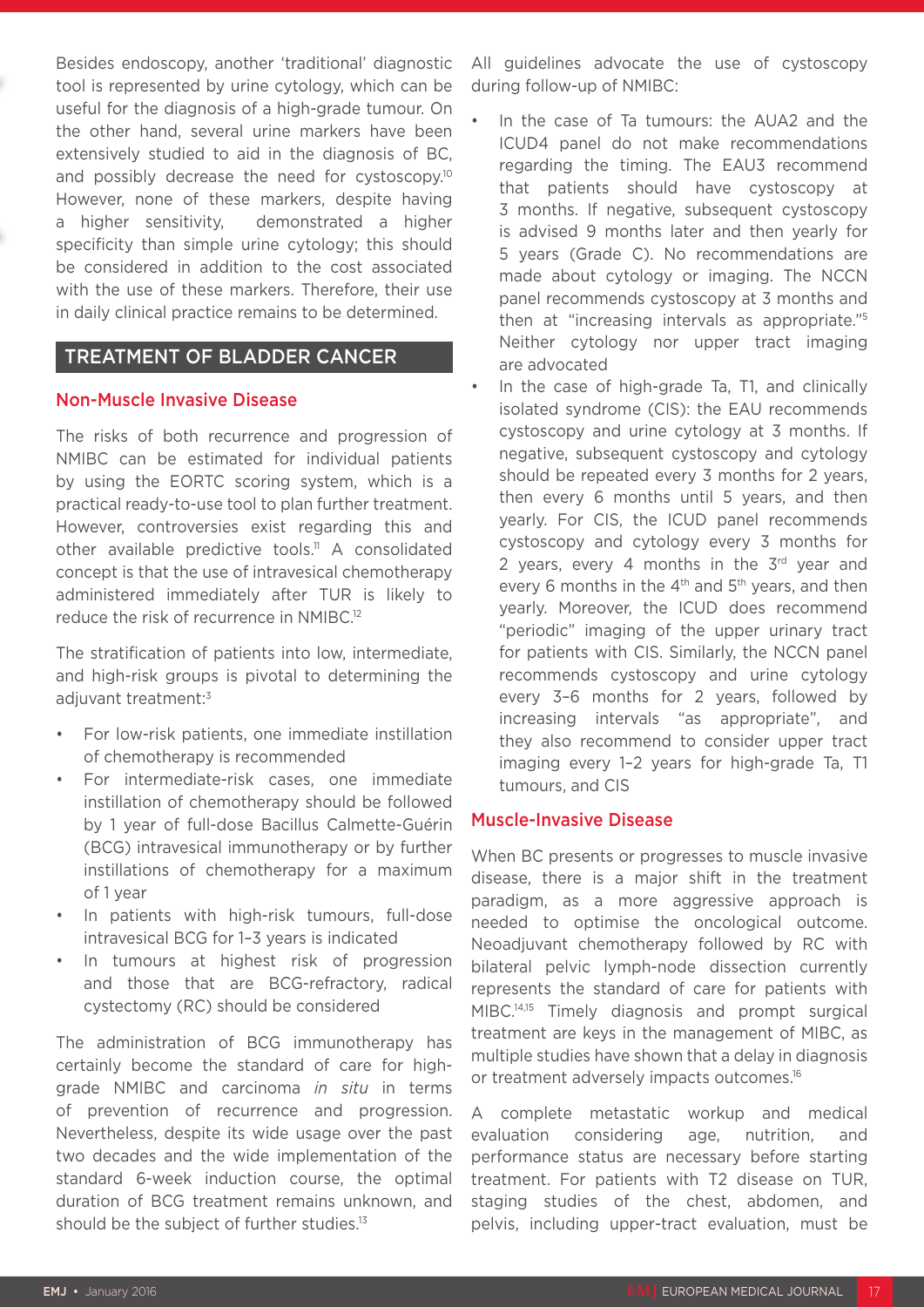Besides endoscopy, another 'traditional' diagnostic tool is represented by urine cytology, which can be useful for the diagnosis of a high-grade tumour. On the other hand, several urine markers have been extensively studied to aid in the diagnosis of BC, and possibly decrease the need for cystoscopy.[10] However, none of these markers, despite having a higher sensitivity, demonstrated a higher specificity than simple urine cytology; this should be considered in addition to the cost associated with the use of these markers. Therefore, their use in daily clinical practice remains to be determined.

## TREATMENT OF BLADDER CANCER

### Non-Muscle Invasive Disease

The risks of both recurrence and progression of NMIBC can be estimated for individual patients by using the EORTC scoring system, which is a practical ready-to-use tool to plan further treatment. However, controversies exist regarding this and other available predictive tools.[11] A consolidated concept is that the use of intravesical chemotherapy administered immediately after TUR is likely to reduce the risk of recurrence in NMIBC.[12]

The stratification of patients into low, intermediate, and high-risk groups is pivotal to determining the adjuvant treatment:[3]

- For low-risk patients, one immediate instillation of chemotherapy is recommended
- For intermediate-risk cases, one immediate instillation of chemotherapy should be followed by 1 year of full-dose Bacillus Calmette-Guérin (BCG) intravesical immunotherapy or by further instillations of chemotherapy for a maximum of 1 year
- In patients with high-risk tumours, full-dose intravesical BCG for 1–3 years is indicated
- In tumours at highest risk of progression and those that are BCG-refractory, radical cystectomy (RC) should be considered

The administration of BCG immunotherapy has certainly become the standard of care for high-grade NMIBC and carcinoma *in situ* in terms of prevention of recurrence and progression. Nevertheless, despite its wide usage over the past two decades and the wide implementation of the standard 6-week induction course, the optimal duration of BCG treatment remains unknown, and should be the subject of further studies.[13]

All guidelines advocate the use of cystoscopy during follow-up of NMIBC:

- In the case of Ta tumours: the AUA2 and the ICUD4 panel do not make recommendations regarding the timing. The EAU3 recommend that patients should have cystoscopy at 3 months. If negative, subsequent cystoscopy is advised 9 months later and then yearly for 5 years (Grade C). No recommendations are made about cytology or imaging. The NCCN panel recommends cystoscopy at 3 months and then at "increasing intervals as appropriate."[5] Neither cytology nor upper tract imaging are advocated
- In the case of high-grade Ta, T1, and clinically isolated syndrome (CIS): the EAU recommends cystoscopy and urine cytology at 3 months. If negative, subsequent cystoscopy and cytology should be repeated every 3 months for 2 years, then every 6 months until 5 years, and then yearly. For CIS, the ICUD panel recommends cystoscopy and cytology every 3 months for 2 years, every 4 months in the 3rd year and every 6 months in the 4th and 5th years, and then yearly. Moreover, the ICUD does recommend "periodic" imaging of the upper urinary tract for patients with CIS. Similarly, the NCCN panel recommends cystoscopy and urine cytology every 3–6 months for 2 years, followed by increasing intervals "as appropriate", and they also recommend to consider upper tract imaging every 1–2 years for high-grade Ta, T1 tumours, and CIS

### Muscle-Invasive Disease

When BC presents or progresses to muscle invasive disease, there is a major shift in the treatment paradigm, as a more aggressive approach is needed to optimise the oncological outcome. Neoadjuvant chemotherapy followed by RC with bilateral pelvic lymph-node dissection currently represents the standard of care for patients with MIBC.[14,15] Timely diagnosis and prompt surgical treatment are keys in the management of MIBC, as multiple studies have shown that a delay in diagnosis or treatment adversely impacts outcomes.[16]

A complete metastatic workup and medical evaluation considering age, nutrition, and performance status are necessary before starting treatment. For patients with T2 disease on TUR, staging studies of the chest, abdomen, and pelvis, including upper-tract evaluation, must be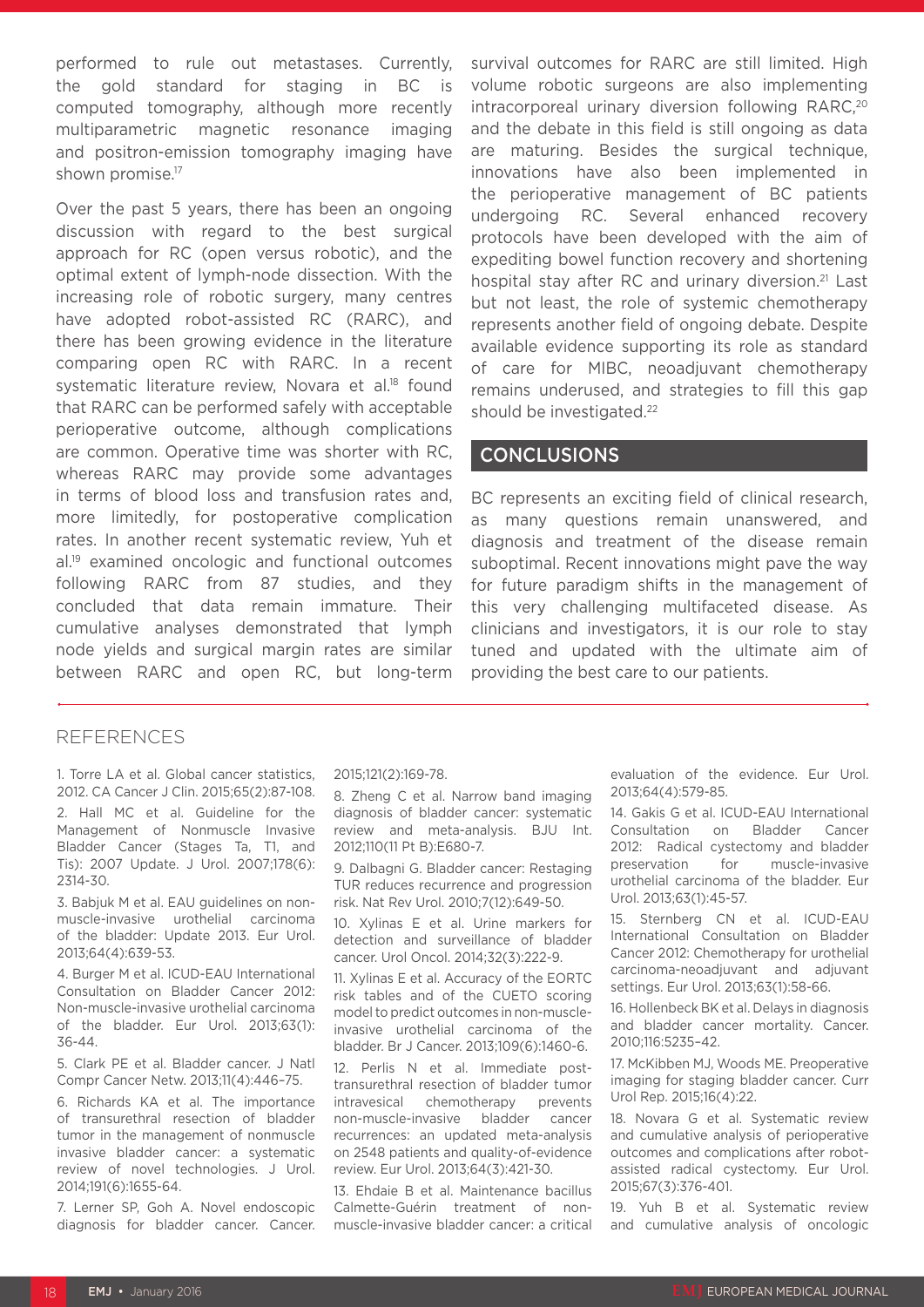performed to rule out metastases. Currently, the gold standard for staging in BC is computed tomography, although more recently multiparametric magnetic resonance imaging and positron-emission tomography imaging have shown promise.[17]

Over the past 5 years, there has been an ongoing discussion with regard to the best surgical approach for RC (open versus robotic), and the optimal extent of lymph-node dissection. With the increasing role of robotic surgery, many centres have adopted robot-assisted RC (RARC), and there has been growing evidence in the literature comparing open RC with RARC. In a recent systematic literature review, Novara et al.[18] found that RARC can be performed safely with acceptable perioperative outcome, although complications are common. Operative time was shorter with RC, whereas RARC may provide some advantages in terms of blood loss and transfusion rates and, more limitedly, for postoperative complication rates. In another recent systematic review, Yuh et al.[19] examined oncologic and functional outcomes following RARC from 87 studies, and they concluded that data remain immature. Their cumulative analyses demonstrated that lymph node yields and surgical margin rates are similar between RARC and open RC, but long-term survival outcomes for RARC are still limited. High volume robotic surgeons are also implementing intracorporeal urinary diversion following RARC,[20] and the debate in this field is still ongoing as data are maturing. Besides the surgical technique, innovations have also been implemented in the perioperative management of BC patients undergoing RC. Several enhanced recovery protocols have been developed with the aim of expediting bowel function recovery and shortening hospital stay after RC and urinary diversion.[21] Last but not least, the role of systemic chemotherapy represents another field of ongoing debate. Despite available evidence supporting its role as standard of care for MIBC, neoadjuvant chemotherapy remains underused, and strategies to fill this gap should be investigated.[22]

## CONCLUSIONS

BC represents an exciting field of clinical research, as many questions remain unanswered, and diagnosis and treatment of the disease remain suboptimal. Recent innovations might pave the way for future paradigm shifts in the management of this very challenging multifaceted disease. As clinicians and investigators, it is our role to stay tuned and updated with the ultimate aim of providing the best care to our patients.

## REFERENCES

1. Torre LA et al. Global cancer statistics, 2012. CA Cancer J Clin. 2015;65(2):87-108.
2. Hall MC et al. Guideline for the Management of Nonmuscle Invasive Bladder Cancer (Stages Ta, T1, and Tis): 2007 Update. J Urol. 2007;178(6): 2314-30.
3. Babjuk M et al. EAU guidelines on non-muscle-invasive urothelial carcinoma of the bladder: Update 2013. Eur Urol. 2013;64(4):639-53.
4. Burger M et al. ICUD-EAU International Consultation on Bladder Cancer 2012: Non-muscle-invasive urothelial carcinoma of the bladder. Eur Urol. 2013;63(1): 36-44.
5. Clark PE et al. Bladder cancer. J Natl Compr Cancer Netw. 2013;11(4):446-75.
6. Richards KA et al. The importance of transurethral resection of bladder tumor in the management of nonmuscle invasive bladder cancer: a systematic review of novel technologies. J Urol. 2014;191(6):1655-64.
7. Lerner SP, Goh A. Novel endoscopic diagnosis for bladder cancer. Cancer. 2015;121(2):169-78.
8. Zheng C et al. Narrow band imaging diagnosis of bladder cancer: systematic review and meta-analysis. BJU Int. 2012;110(11 Pt B):E680-7.
9. Dalbagni G. Bladder cancer: Restaging TUR reduces recurrence and progression risk. Nat Rev Urol. 2010;7(12):649-50.
10. Xylinas E et al. Urine markers for detection and surveillance of bladder cancer. Urol Oncol. 2014;32(3):222-9.
11. Xylinas E et al. Accuracy of the EORTC risk tables and of the CUETO scoring model to predict outcomes in non-muscle-invasive urothelial carcinoma of the bladder. Br J Cancer. 2013;109(6):1460-6.
12. Perlis N et al. Immediate post-transurethral resection of bladder tumor intravesical chemotherapy prevents non-muscle-invasive bladder cancer recurrences: an updated meta-analysis on 2548 patients and quality-of-evidence review. Eur Urol. 2013;64(3):421-30.
13. Ehdaie B et al. Maintenance bacillus Calmette-Guérin treatment of non-muscle-invasive bladder cancer: a critical evaluation of the evidence. Eur Urol. 2013;64(4):579-85.
14. Gakis G et al. ICUD-EAU International Consultation on Bladder Cancer 2012: Radical cystectomy and bladder preservation for muscle-invasive urothelial carcinoma of the bladder. Eur Urol. 2013;63(1):45-57.
15. Sternberg CN et al. ICUD-EAU International Consultation on Bladder Cancer 2012: Chemotherapy for urothelial carcinoma-neoadjuvant and adjuvant settings. Eur Urol. 2013;63(1):58-66.
16. Hollenbeck BK et al. Delays in diagnosis and bladder cancer mortality. Cancer. 2010;116:5235–42.
17. McKibben MJ, Woods ME. Preoperative imaging for staging bladder cancer. Curr Urol Rep. 2015;16(4):22.
18. Novara G et al. Systematic review and cumulative analysis of perioperative outcomes and complications after robot-assisted radical cystectomy. Eur Urol. 2015;67(3):376-401.
19. Yuh B et al. Systematic review and cumulative analysis of oncologic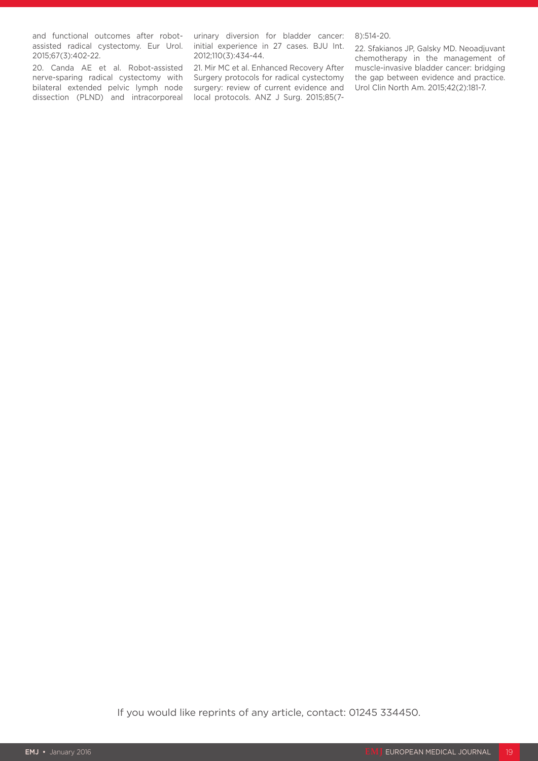and functional outcomes after robot-assisted radical cystectomy. Eur Urol. 2015;67(3):402-22.

20. Canda AE et al. Robot-assisted nerve-sparing radical cystectomy with bilateral extended pelvic lymph node dissection (PLND) and intracorporeal urinary diversion for bladder cancer: initial experience in 27 cases. BJU Int. 2012;110(3):434-44.

21. Mir MC et al. Enhanced Recovery After Surgery protocols for radical cystectomy surgery: review of current evidence and local protocols. ANZ J Surg. 2015;85(7-8):514-20.

22. Sfakianos JP, Galsky MD. Neoadjuvant chemotherapy in the management of muscle-invasive bladder cancer: bridging the gap between evidence and practice. Urol Clin North Am. 2015;42(2):181-7.

If you would like reprints of any article, contact: 01245 334450.